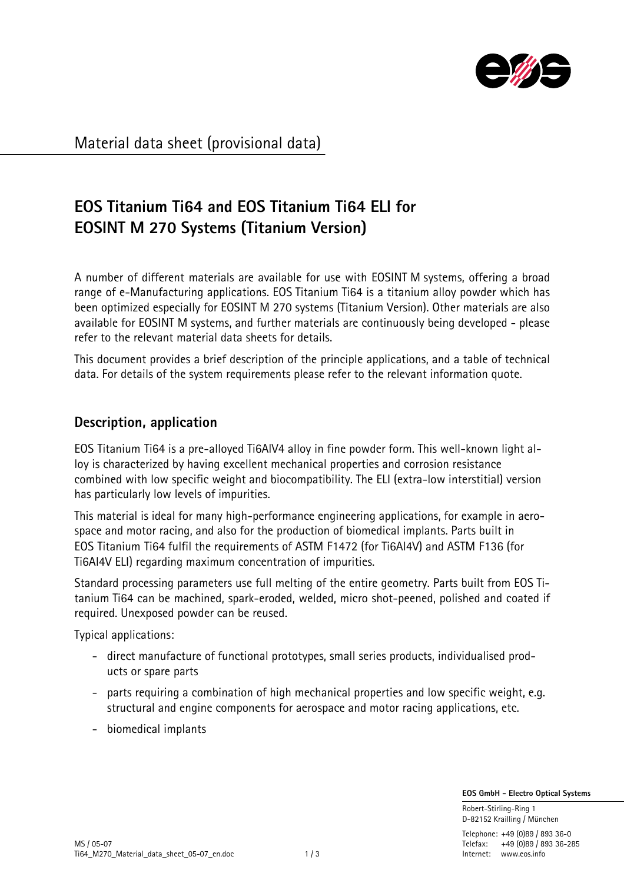Material data sheet (provisional data)

# EOS Titanium Ti64 and EOS Titanium Ti64 ELI for EOSINT M 270 Systems (Titanium Version)

A number of different materials are available for use with EOSINT M systems, offering a broad range of e-Manufacturing applications. EOS Titanium Ti64 is a titanium alloy powder which has been optimized especially for EOSINT M 270 systems (Titanium Version). Other materials are also available for EOSINT M systems, and further materials are continuously being developed - please refer to the relevant material data sheets for details.

This document provides a brief description of the principle applications, and a table of technical data. For details of the system requirements please refer to the relevant information quote.

## Description, application

EOS Titanium Ti64 is a pre-alloyed Ti6AlV4 alloy in fine powder form. This well-known light alloy is characterized by having excellent mechanical properties and corrosion resistance combined with low specific weight and biocompatibility. The ELI (extra-low interstitial) version has particularly low levels of impurities.

This material is ideal for many high-performance engineering applications, for example in aerospace and motor racing, and also for the production of biomedical implants. Parts built in EOS Titanium Ti64 fulfil the requirements of ASTM F1472 (for Ti6Al4V) and ASTM F136 (for Ti6Al4V ELI) regarding maximum concentration of impurities.

Standard processing parameters use full melting of the entire geometry. Parts built from EOS Titanium Ti64 can be machined, spark-eroded, welded, micro shot-peened, polished and coated if required. Unexposed powder can be reused.

Typical applications:

- direct manufacture of functional prototypes, small series products, individualised products or spare parts
- parts requiring a combination of high mechanical properties and low specific weight, e.g. structural and engine components for aerospace and motor racing applications, etc.
- biomedical implants

EOS GmbH - Electro Optical Systems
Robert-Stirling-Ring 1
D-82152 Krailling / München
Telephone: +49 (0)89 / 893 36-0
Telefax: +49 (0)89 / 893 36-285
Internet: www.eos.info

MS / 05-07
Ti64_M270_Material_data_sheet_05-07_en.doc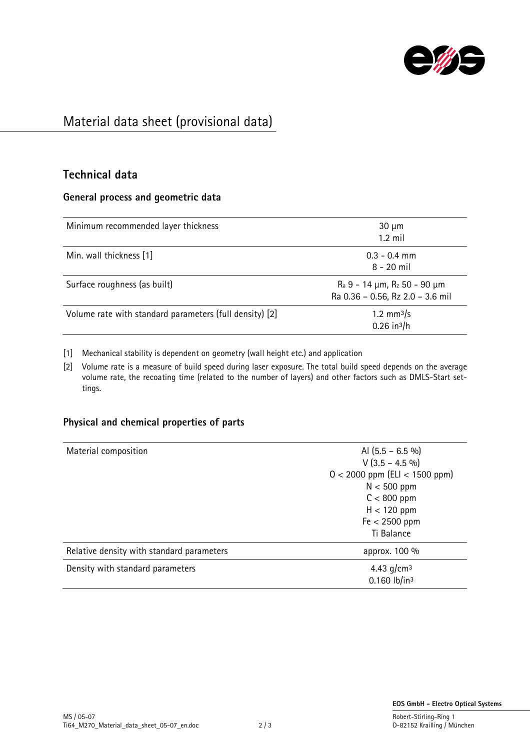# Material data sheet (provisional data)

## Technical data

### General process and geometric data

| | |
|---|---|
| Minimum recommended layer thickness | 30 µm<br>1.2 mil |
| Min. wall thickness [1] | 0.3 - 0.4 mm<br>8 - 20 mil |
| Surface roughness (as built) | $R_a$ 9 - 14 µm, $R_z$ 50 - 90 µm<br>Ra 0.36 – 0.56, Rz 2.0 – 3.6 mil |
| Volume rate with standard parameters (full density) [2] | 1.2 $mm^3/s$<br>0.26 $in^3/h$ |

[1] Mechanical stability is dependent on geometry (wall height etc.) and application

[2] Volume rate is a measure of build speed during laser exposure. The total build speed depends on the average volume rate, the recoating time (related to the number of layers) and other factors such as DMLS-Start settings.

### Physical and chemical properties of parts

| | |
|---|---|
| Material composition | Al (5.5 – 6.5 %)<br>V (3.5 – 4.5 %)<br>O < 2000 ppm (ELI < 1500 ppm)<br>N < 500 ppm<br>C < 800 ppm<br>H < 120 ppm<br>Fe < 2500 ppm<br>Ti Balance |
| Relative density with standard parameters | approx. 100 % |
| Density with standard parameters | 4.43 $g/cm^3$<br>0.160 $lb/in^3$ |

MS / 05-07
Ti64_M270_Material_data_sheet_05-07_en.doc

**EOS GmbH - Electro Optical Systems**
Robert-Stirling-Ring 1
D-82152 Krailling / München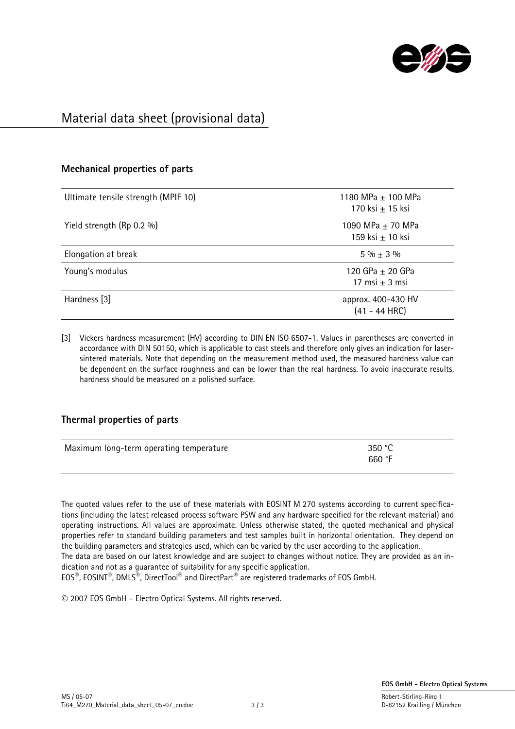# Material data sheet (provisional data)

## Mechanical properties of parts

| | |
|---|---|
| Ultimate tensile strength (MPIF 10) | 1180 MPa ± 100 MPa<br>170 ksi ± 15 ksi |
| Yield strength (Rp 0.2 %) | 1090 MPa ± 70 MPa<br>159 ksi ± 10 ksi |
| Elongation at break | 5 % ± 3 % |
| Young's modulus | 120 GPa ± 20 GPa<br>17 msi ± 3 msi |
| Hardness [3] | approx. 400-430 HV<br>(41 - 44 HRC) |

[3] Vickers hardness measurement (HV) according to DIN EN ISO 6507-1. Values in parentheses are converted in accordance with DIN 50150, which is applicable to cast steels and therefore only gives an indication for laser-sintered materials. Note that depending on the measurement method used, the measured hardness value can be dependent on the surface roughness and can be lower than the real hardness. To avoid inaccurate results, hardness should be measured on a polished surface.

## Thermal properties of parts

| | |
|---|---|
| Maximum long-term operating temperature | 350 °C<br>660 °F |

The quoted values refer to the use of these materials with EOSINT M 270 systems according to current specifications (including the latest released process software PSW and any hardware specified for the relevant material) and operating instructions. All values are approximate. Unless otherwise stated, the quoted mechanical and physical properties refer to standard building parameters and test samples built in horizontal orientation. They depend on the building parameters and strategies used, which can be varied by the user according to the application.
The data are based on our latest knowledge and are subject to changes without notice. They are provided as an indication and not as a guarantee of suitability for any specific application.
EOS®, EOSINT®, DMLS®, DirectTool® and DirectPart® are registered trademarks of EOS GmbH.

© 2007 EOS GmbH – Electro Optical Systems. All rights reserved.

MS / 05-07
Ti64_M270_Material_data_sheet_05-07_en.doc

**EOS GmbH - Electro Optical Systems**
Robert-Stirling-Ring 1
D-82152 Krailling / München